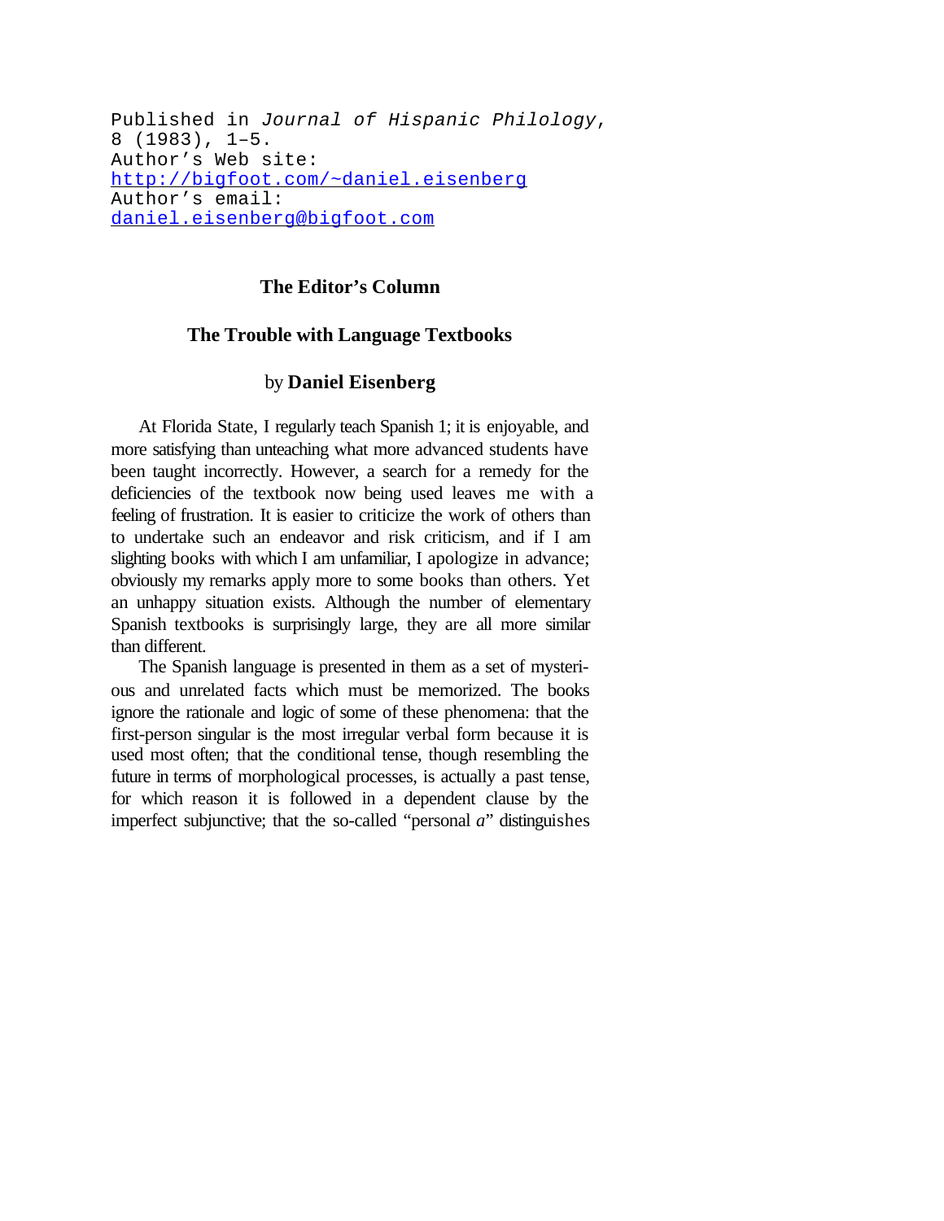Published in *Journal of Hispanic Philology*, 8 (1983), 1–5.
Author's Web site: http://bigfoot.com/~daniel.eisenberg
Author's email: daniel.eisenberg@bigfoot.com

## The Editor's Column

# The Trouble with Language Textbooks

by **Daniel Eisenberg**

At Florida State, I regularly teach Spanish 1; it is enjoyable, and more satisfying than unteaching what more advanced students have been taught incorrectly. However, a search for a remedy for the deficiencies of the textbook now being used leaves me with a feeling of frustration. It is easier to criticize the work of others than to undertake such an endeavor and risk criticism, and if I am slighting books with which I am unfamiliar, I apologize in advance; obviously my remarks apply more to some books than others. Yet an unhappy situation exists. Although the number of elementary Spanish textbooks is surprisingly large, they are all more similar than different.

The Spanish language is presented in them as a set of mysterious and unrelated facts which must be memorized. The books ignore the rationale and logic of some of these phenomena: that the first-person singular is the most irregular verbal form because it is used most often; that the conditional tense, though resembling the future in terms of morphological processes, is actually a past tense, for which reason it is followed in a dependent clause by the imperfect subjunctive; that the so-called "personal *a*" distinguishes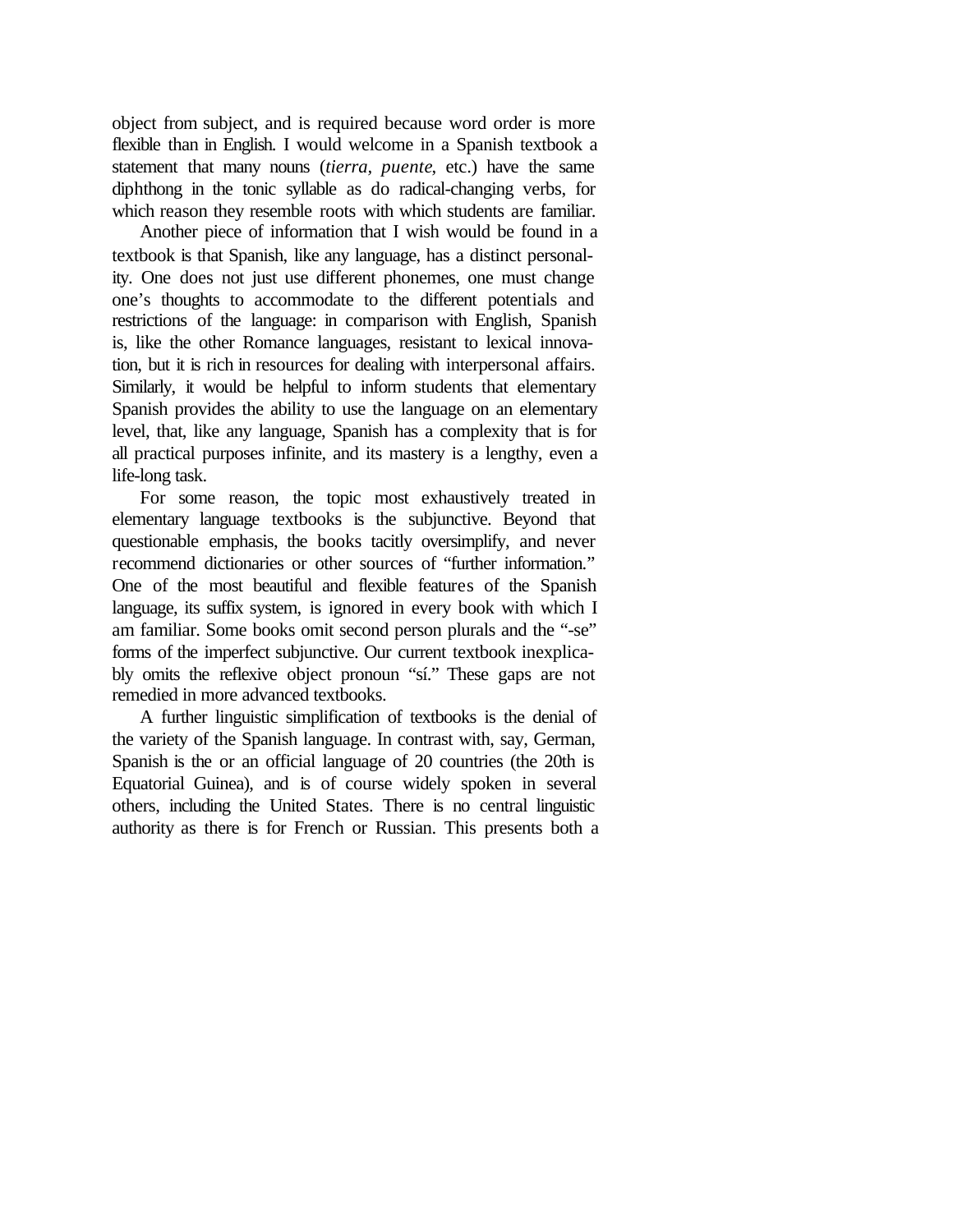object from subject, and is required because word order is more flexible than in English. I would welcome in a Spanish textbook a statement that many nouns (*tierra*, *puente*, etc.) have the same diphthong in the tonic syllable as do radical-changing verbs, for which reason they resemble roots with which students are familiar.

Another piece of information that I wish would be found in a textbook is that Spanish, like any language, has a distinct personality. One does not just use different phonemes, one must change one's thoughts to accommodate to the different potentials and restrictions of the language: in comparison with English, Spanish is, like the other Romance languages, resistant to lexical innovation, but it is rich in resources for dealing with interpersonal affairs. Similarly, it would be helpful to inform students that elementary Spanish provides the ability to use the language on an elementary level, that, like any language, Spanish has a complexity that is for all practical purposes infinite, and its mastery is a lengthy, even a life-long task.

For some reason, the topic most exhaustively treated in elementary language textbooks is the subjunctive. Beyond that questionable emphasis, the books tacitly oversimplify, and never recommend dictionaries or other sources of "further information." One of the most beautiful and flexible features of the Spanish language, its suffix system, is ignored in every book with which I am familiar. Some books omit second person plurals and the "-se" forms of the imperfect subjunctive. Our current textbook inexplicably omits the reflexive object pronoun "sí." These gaps are not remedied in more advanced textbooks.

A further linguistic simplification of textbooks is the denial of the variety of the Spanish language. In contrast with, say, German, Spanish is the or an official language of 20 countries (the 20th is Equatorial Guinea), and is of course widely spoken in several others, including the United States. There is no central linguistic authority as there is for French or Russian. This presents both a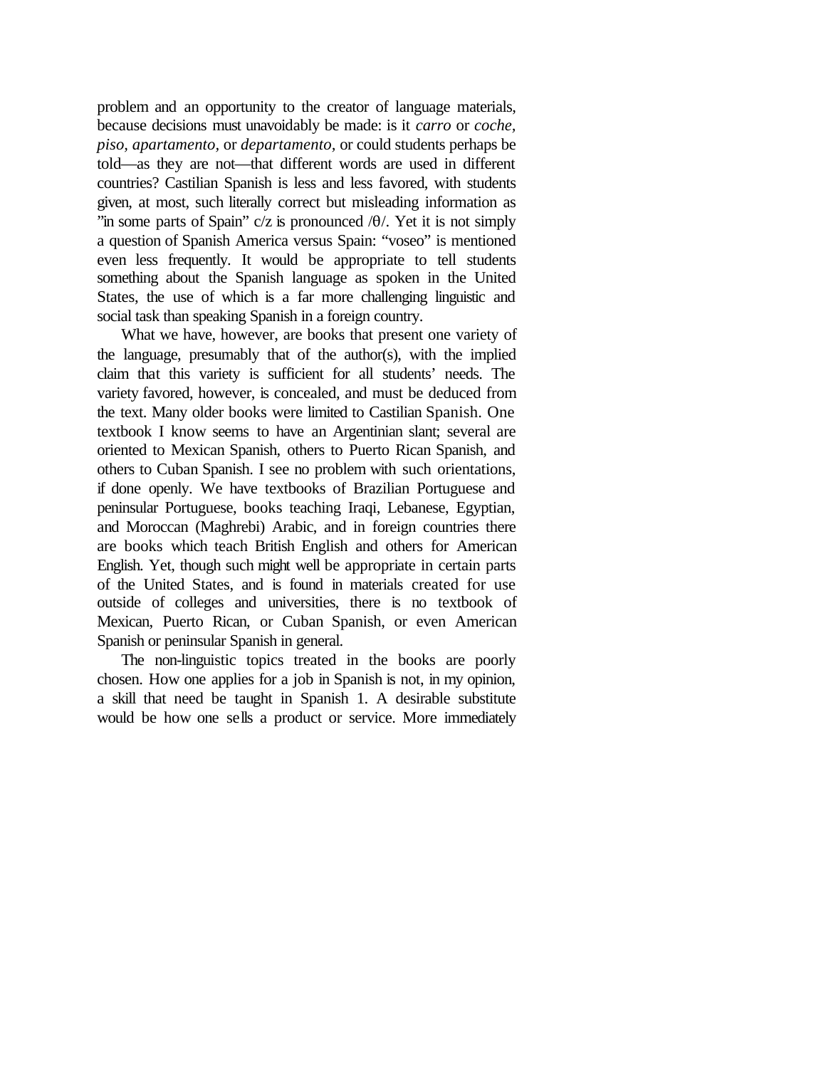problem and an opportunity to the creator of language materials, because decisions must unavoidably be made: is it *carro* or *coche, piso, apartamento,* or *departamento,* or could students perhaps be told—as they are not—that different words are used in different countries? Castilian Spanish is less and less favored, with students given, at most, such literally correct but misleading information as "in some parts of Spain" c/z is pronounced /θ/. Yet it is not simply a question of Spanish America versus Spain: "voseo" is mentioned even less frequently. It would be appropriate to tell students something about the Spanish language as spoken in the United States, the use of which is a far more challenging linguistic and social task than speaking Spanish in a foreign country.

What we have, however, are books that present one variety of the language, presumably that of the author(s), with the implied claim that this variety is sufficient for all students' needs. The variety favored, however, is concealed, and must be deduced from the text. Many older books were limited to Castilian Spanish. One textbook I know seems to have an Argentinian slant; several are oriented to Mexican Spanish, others to Puerto Rican Spanish, and others to Cuban Spanish. I see no problem with such orientations, if done openly. We have textbooks of Brazilian Portuguese and peninsular Portuguese, books teaching Iraqi, Lebanese, Egyptian, and Moroccan (Maghrebi) Arabic, and in foreign countries there are books which teach British English and others for American English. Yet, though such might well be appropriate in certain parts of the United States, and is found in materials created for use outside of colleges and universities, there is no textbook of Mexican, Puerto Rican, or Cuban Spanish, or even American Spanish or peninsular Spanish in general.

The non-linguistic topics treated in the books are poorly chosen. How one applies for a job in Spanish is not, in my opinion, a skill that need be taught in Spanish 1. A desirable substitute would be how one sells a product or service. More immediately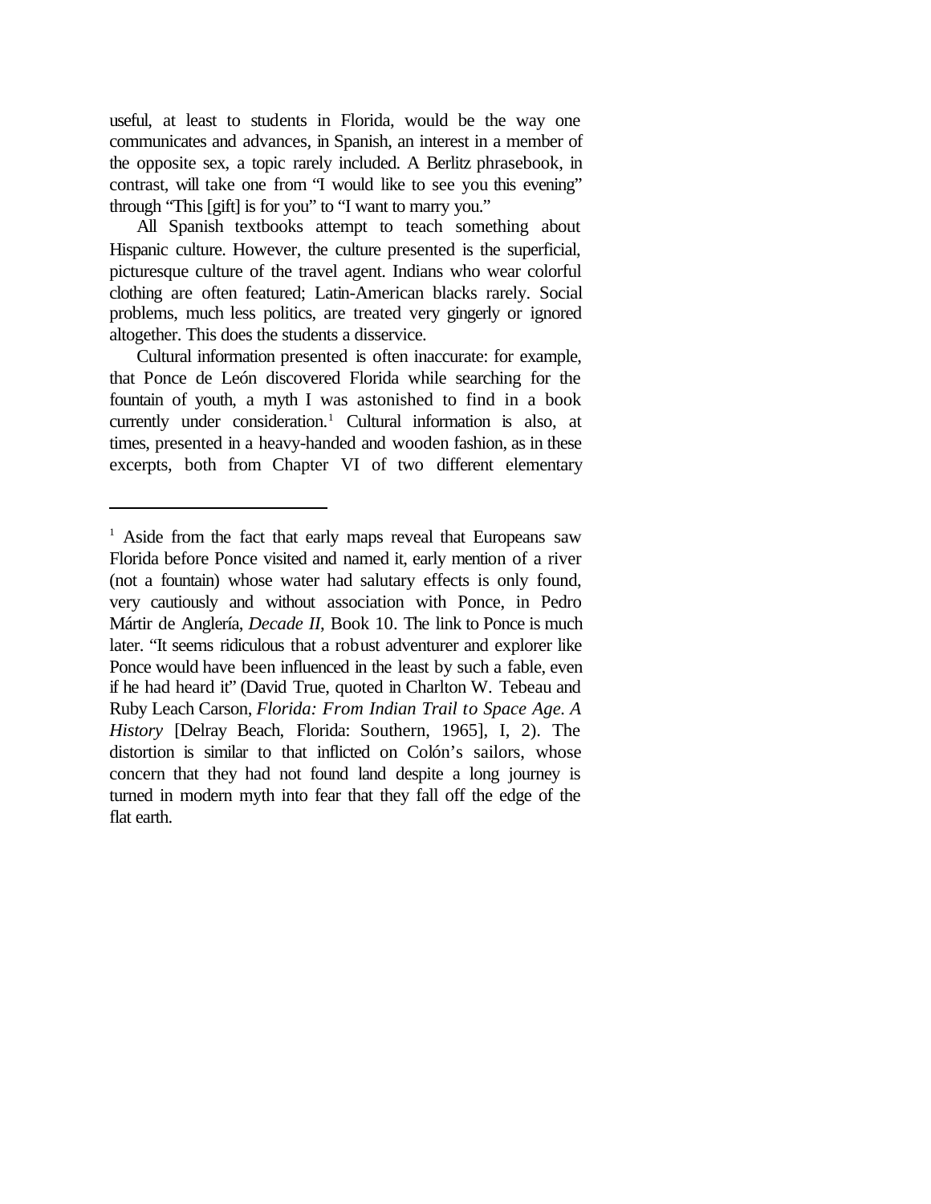useful, at least to students in Florida, would be the way one communicates and advances, in Spanish, an interest in a member of the opposite sex, a topic rarely included. A Berlitz phrasebook, in contrast, will take one from "I would like to see you this evening" through "This [gift] is for you" to "I want to marry you."

All Spanish textbooks attempt to teach something about Hispanic culture. However, the culture presented is the superficial, picturesque culture of the travel agent. Indians who wear colorful clothing are often featured; Latin-American blacks rarely. Social problems, much less politics, are treated very gingerly or ignored altogether. This does the students a disservice.

Cultural information presented is often inaccurate: for example, that Ponce de León discovered Florida while searching for the fountain of youth, a myth I was astonished to find in a book currently under consideration.[1] Cultural information is also, at times, presented in a heavy-handed and wooden fashion, as in these excerpts, both from Chapter VI of two different elementary

---

[1] Aside from the fact that early maps reveal that Europeans saw Florida before Ponce visited and named it, early mention of a river (not a fountain) whose water had salutary effects is only found, very cautiously and without association with Ponce, in Pedro Mártir de Anglería, *Decade II,* Book 10. The link to Ponce is much later. "It seems ridiculous that a robust adventurer and explorer like Ponce would have been influenced in the least by such a fable, even if he had heard it" (David True, quoted in Charlton W. Tebeau and Ruby Leach Carson, *Florida: From Indian Trail to Space Age. A History* [Delray Beach, Florida: Southern, 1965], I, 2). The distortion is similar to that inflicted on Colón's sailors, whose concern that they had not found land despite a long journey is turned in modern myth into fear that they fall off the edge of the flat earth.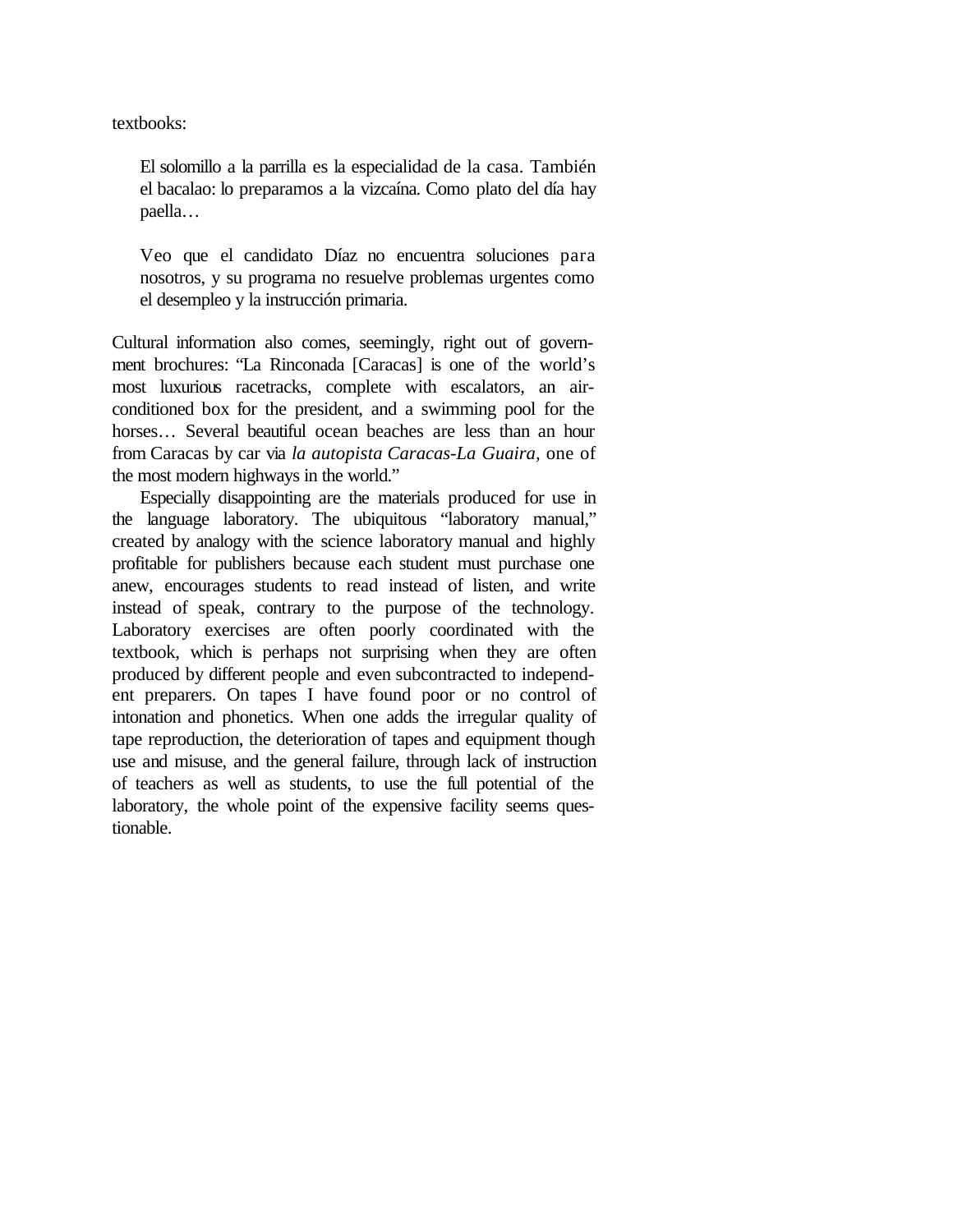textbooks:

> El solomillo a la parrilla es la especialidad de la casa. También el bacalao: lo preparamos a la vizcaína. Como plato del día hay paella…

> Veo que el candidato Díaz no encuentra soluciones para nosotros, y su programa no resuelve problemas urgentes como el desempleo y la instrucción primaria.

Cultural information also comes, seemingly, right out of government brochures: "La Rinconada [Caracas] is one of the world's most luxurious racetracks, complete with escalators, an air-conditioned box for the president, and a swimming pool for the horses… Several beautiful ocean beaches are less than an hour from Caracas by car via *la autopista Caracas-La Guaira*, one of the most modern highways in the world."

Especially disappointing are the materials produced for use in the language laboratory. The ubiquitous "laboratory manual," created by analogy with the science laboratory manual and highly profitable for publishers because each student must purchase one anew, encourages students to read instead of listen, and write instead of speak, contrary to the purpose of the technology. Laboratory exercises are often poorly coordinated with the textbook, which is perhaps not surprising when they are often produced by different people and even subcontracted to independent preparers. On tapes I have found poor or no control of intonation and phonetics. When one adds the irregular quality of tape reproduction, the deterioration of tapes and equipment though use and misuse, and the general failure, through lack of instruction of teachers as well as students, to use the full potential of the laboratory, the whole point of the expensive facility seems questionable.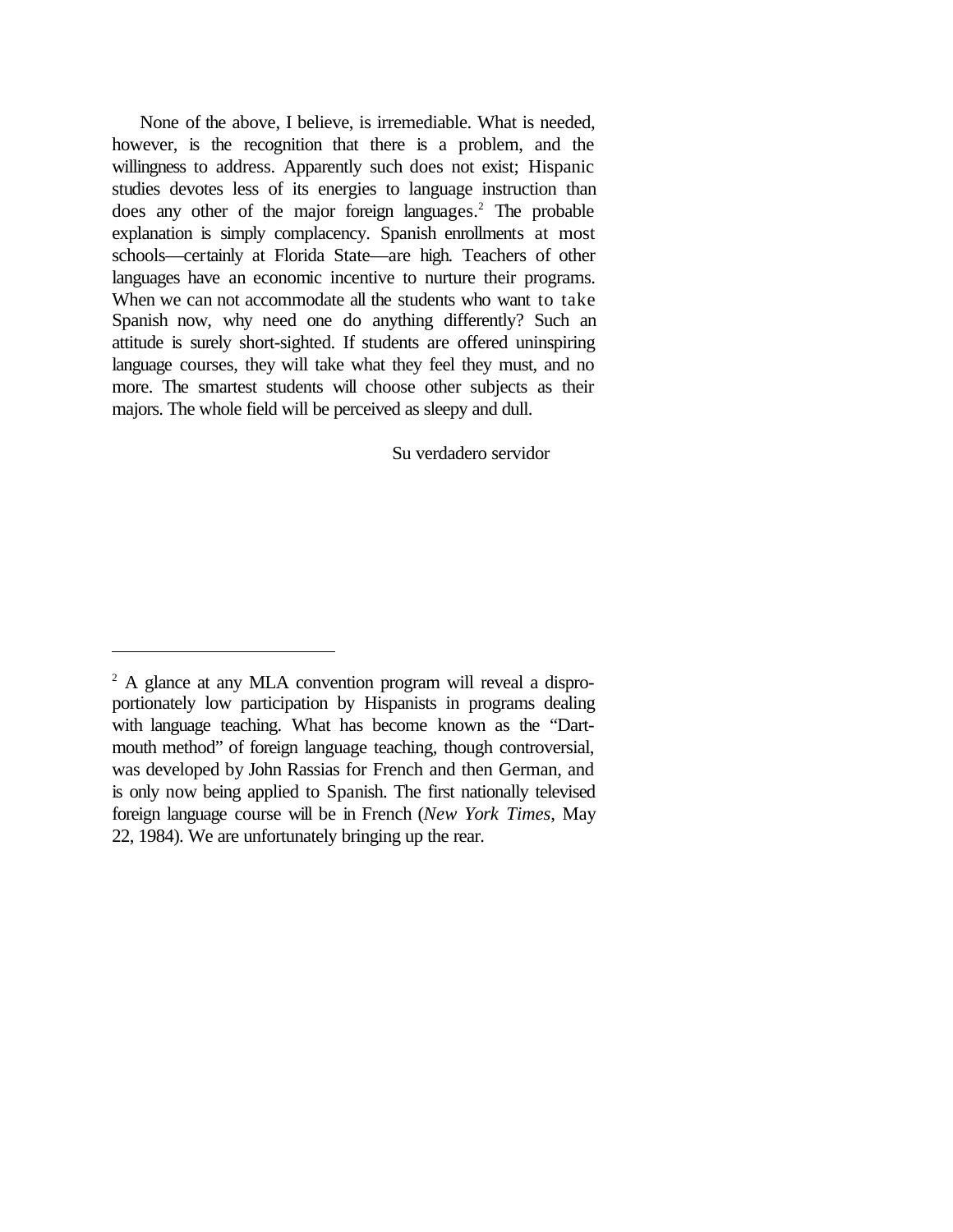None of the above, I believe, is irremediable. What is needed, however, is the recognition that there is a problem, and the willingness to address. Apparently such does not exist; Hispanic studies devotes less of its energies to language instruction than does any other of the major foreign languages.[2] The probable explanation is simply complacency. Spanish enrollments at most schools—certainly at Florida State—are high. Teachers of other languages have an economic incentive to nurture their programs. When we can not accommodate all the students who want to take Spanish now, why need one do anything differently? Such an attitude is surely short-sighted. If students are offered uninspiring language courses, they will take what they feel they must, and no more. The smartest students will choose other subjects as their majors. The whole field will be perceived as sleepy and dull.

Su verdadero servidor

---

[2] A glance at any MLA convention program will reveal a disproportionately low participation by Hispanists in programs dealing with language teaching. What has become known as the "Dartmouth method" of foreign language teaching, though controversial, was developed by John Rassias for French and then German, and is only now being applied to Spanish. The first nationally televised foreign language course will be in French (*New York Times*, May 22, 1984). We are unfortunately bringing up the rear.